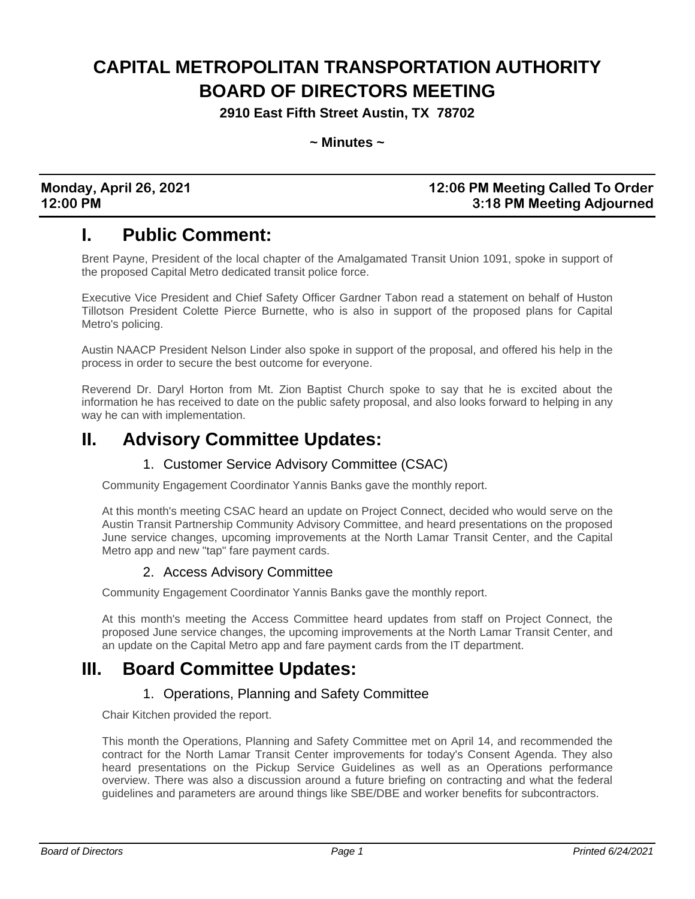# CAPITAL METROPOLITAN TRANSPORTATION AUTHORITY BOARD OF DIRECTORS MEETING

**2910 East Fifth Street Austin, TX 78702**

**~ Minutes ~**

| **Monday, April 26, 2021** | **12:06 PM Meeting Called To Order** |
|---|---|
| **12:00 PM** | **3:18 PM Meeting Adjourned** |

## I. Public Comment:

Brent Payne, President of the local chapter of the Amalgamated Transit Union 1091, spoke in support of the proposed Capital Metro dedicated transit police force.

Executive Vice President and Chief Safety Officer Gardner Tabon read a statement on behalf of Huston Tillotson President Colette Pierce Burnette, who is also in support of the proposed plans for Capital Metro's policing.

Austin NAACP President Nelson Linder also spoke in support of the proposal, and offered his help in the process in order to secure the best outcome for everyone.

Reverend Dr. Daryl Horton from Mt. Zion Baptist Church spoke to say that he is excited about the information he has received to date on the public safety proposal, and also looks forward to helping in any way he can with implementation.

## II. Advisory Committee Updates:

### 1. Customer Service Advisory Committee (CSAC)

Community Engagement Coordinator Yannis Banks gave the monthly report.

At this month's meeting CSAC heard an update on Project Connect, decided who would serve on the Austin Transit Partnership Community Advisory Committee, and heard presentations on the proposed June service changes, upcoming improvements at the North Lamar Transit Center, and the Capital Metro app and new "tap" fare payment cards.

### 2. Access Advisory Committee

Community Engagement Coordinator Yannis Banks gave the monthly report.

At this month's meeting the Access Committee heard updates from staff on Project Connect, the proposed June service changes, the upcoming improvements at the North Lamar Transit Center, and an update on the Capital Metro app and fare payment cards from the IT department.

## III. Board Committee Updates:

### 1. Operations, Planning and Safety Committee

Chair Kitchen provided the report.

This month the Operations, Planning and Safety Committee met on April 14, and recommended the contract for the North Lamar Transit Center improvements for today's Consent Agenda. They also heard presentations on the Pickup Service Guidelines as well as an Operations performance overview. There was also a discussion around a future briefing on contracting and what the federal guidelines and parameters are around things like SBE/DBE and worker benefits for subcontractors.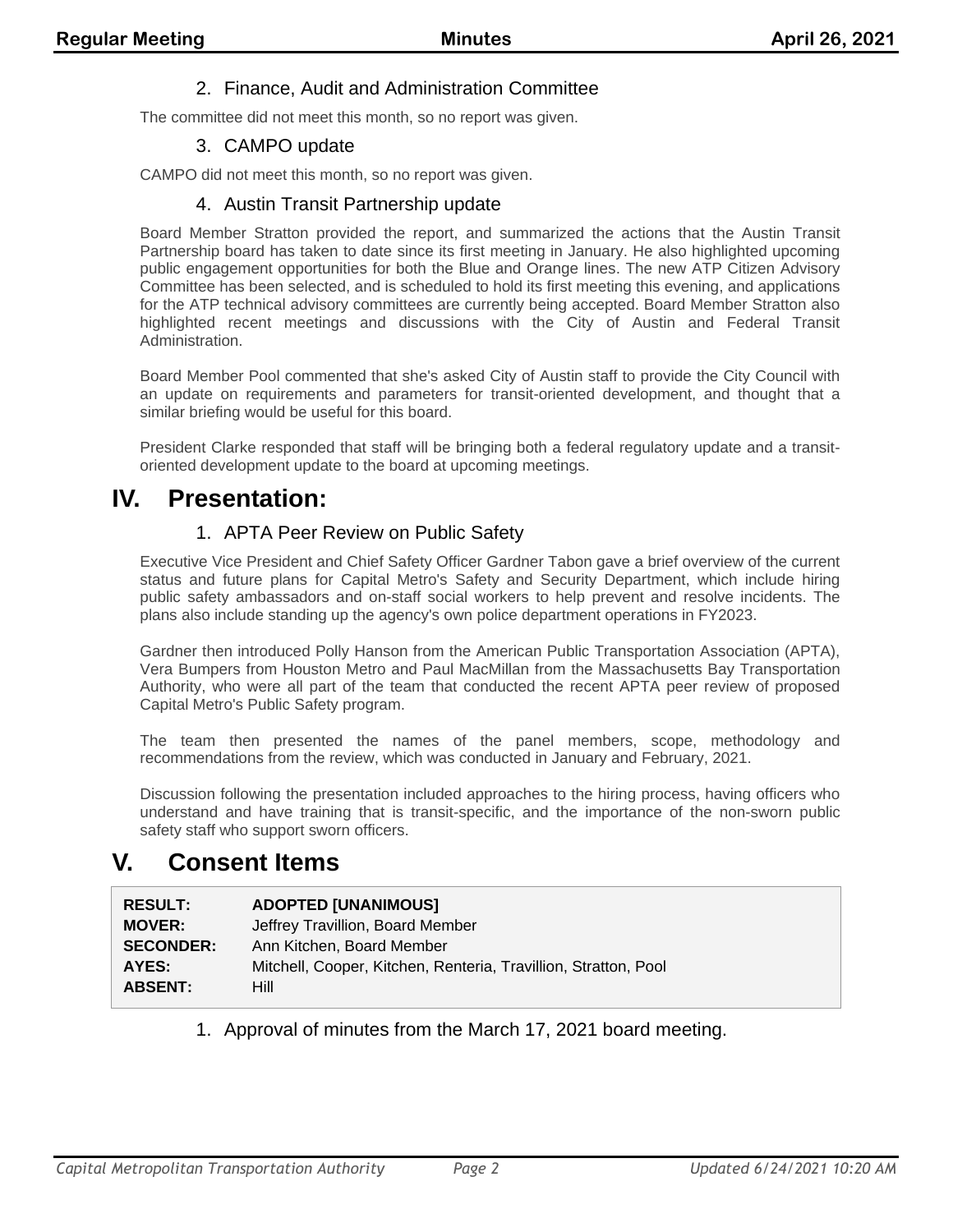### 2. Finance, Audit and Administration Committee

The committee did not meet this month, so no report was given.

### 3. CAMPO update

CAMPO did not meet this month, so no report was given.

### 4. Austin Transit Partnership update

Board Member Stratton provided the report, and summarized the actions that the Austin Transit Partnership board has taken to date since its first meeting in January. He also highlighted upcoming public engagement opportunities for both the Blue and Orange lines. The new ATP Citizen Advisory Committee has been selected, and is scheduled to hold its first meeting this evening, and applications for the ATP technical advisory committees are currently being accepted. Board Member Stratton also highlighted recent meetings and discussions with the City of Austin and Federal Transit Administration.

Board Member Pool commented that she's asked City of Austin staff to provide the City Council with an update on requirements and parameters for transit-oriented development, and thought that a similar briefing would be useful for this board.

President Clarke responded that staff will be bringing both a federal regulatory update and a transit-oriented development update to the board at upcoming meetings.

# IV. Presentation:

### 1. APTA Peer Review on Public Safety

Executive Vice President and Chief Safety Officer Gardner Tabon gave a brief overview of the current status and future plans for Capital Metro's Safety and Security Department, which include hiring public safety ambassadors and on-staff social workers to help prevent and resolve incidents. The plans also include standing up the agency's own police department operations in FY2023.

Gardner then introduced Polly Hanson from the American Public Transportation Association (APTA), Vera Bumpers from Houston Metro and Paul MacMillan from the Massachusetts Bay Transportation Authority, who were all part of the team that conducted the recent APTA peer review of proposed Capital Metro's Public Safety program.

The team then presented the names of the panel members, scope, methodology and recommendations from the review, which was conducted in January and February, 2021.

Discussion following the presentation included approaches to the hiring process, having officers who understand and have training that is transit-specific, and the importance of the non-sworn public safety staff who support sworn officers.

# V. Consent Items

| | |
|---|---|
| **RESULT:** | **ADOPTED [UNANIMOUS]** |
| **MOVER:** | Jeffrey Travillion, Board Member |
| **SECONDER:** | Ann Kitchen, Board Member |
| **AYES:** | Mitchell, Cooper, Kitchen, Renteria, Travillion, Stratton, Pool |
| **ABSENT:** | Hill |

1. Approval of minutes from the March 17, 2021 board meeting.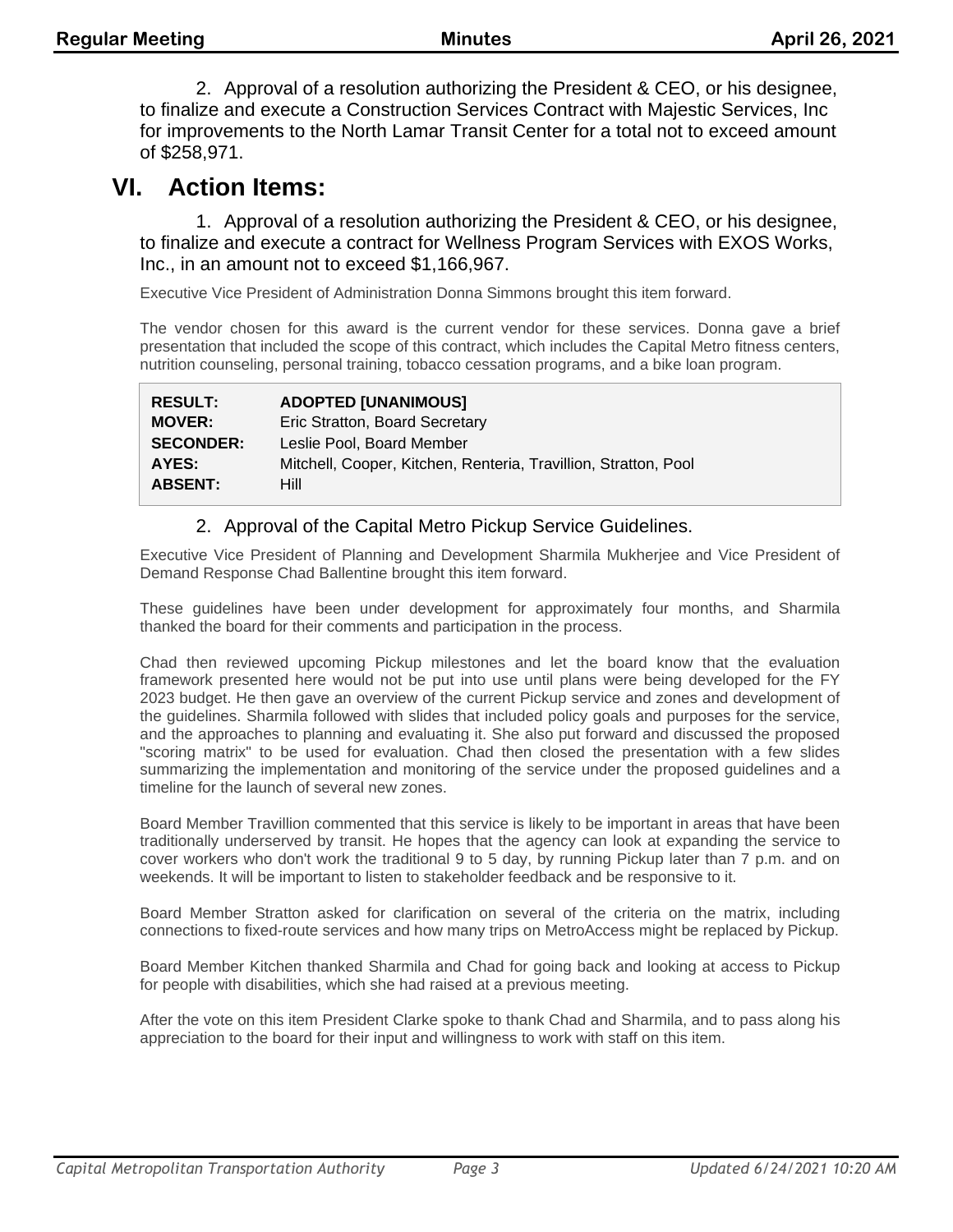2. Approval of a resolution authorizing the President & CEO, or his designee, to finalize and execute a Construction Services Contract with Majestic Services, Inc for improvements to the North Lamar Transit Center for a total not to exceed amount of $258,971.

# VI. Action Items:

1. Approval of a resolution authorizing the President & CEO, or his designee, to finalize and execute a contract for Wellness Program Services with EXOS Works, Inc., in an amount not to exceed $1,166,967.

Executive Vice President of Administration Donna Simmons brought this item forward.

The vendor chosen for this award is the current vendor for these services. Donna gave a brief presentation that included the scope of this contract, which includes the Capital Metro fitness centers, nutrition counseling, personal training, tobacco cessation programs, and a bike loan program.

| | |
|---|---|
| **RESULT:** | **ADOPTED [UNANIMOUS]** |
| **MOVER:** | Eric Stratton, Board Secretary |
| **SECONDER:** | Leslie Pool, Board Member |
| **AYES:** | Mitchell, Cooper, Kitchen, Renteria, Travillion, Stratton, Pool |
| **ABSENT:** | Hill |

2. Approval of the Capital Metro Pickup Service Guidelines.

Executive Vice President of Planning and Development Sharmila Mukherjee and Vice President of Demand Response Chad Ballentine brought this item forward.

These guidelines have been under development for approximately four months, and Sharmila thanked the board for their comments and participation in the process.

Chad then reviewed upcoming Pickup milestones and let the board know that the evaluation framework presented here would not be put into use until plans were being developed for the FY 2023 budget. He then gave an overview of the current Pickup service and zones and development of the guidelines. Sharmila followed with slides that included policy goals and purposes for the service, and the approaches to planning and evaluating it. She also put forward and discussed the proposed "scoring matrix" to be used for evaluation. Chad then closed the presentation with a few slides summarizing the implementation and monitoring of the service under the proposed guidelines and a timeline for the launch of several new zones.

Board Member Travillion commented that this service is likely to be important in areas that have been traditionally underserved by transit. He hopes that the agency can look at expanding the service to cover workers who don't work the traditional 9 to 5 day, by running Pickup later than 7 p.m. and on weekends. It will be important to listen to stakeholder feedback and be responsive to it.

Board Member Stratton asked for clarification on several of the criteria on the matrix, including connections to fixed-route services and how many trips on MetroAccess might be replaced by Pickup.

Board Member Kitchen thanked Sharmila and Chad for going back and looking at access to Pickup for people with disabilities, which she had raised at a previous meeting.

After the vote on this item President Clarke spoke to thank Chad and Sharmila, and to pass along his appreciation to the board for their input and willingness to work with staff on this item.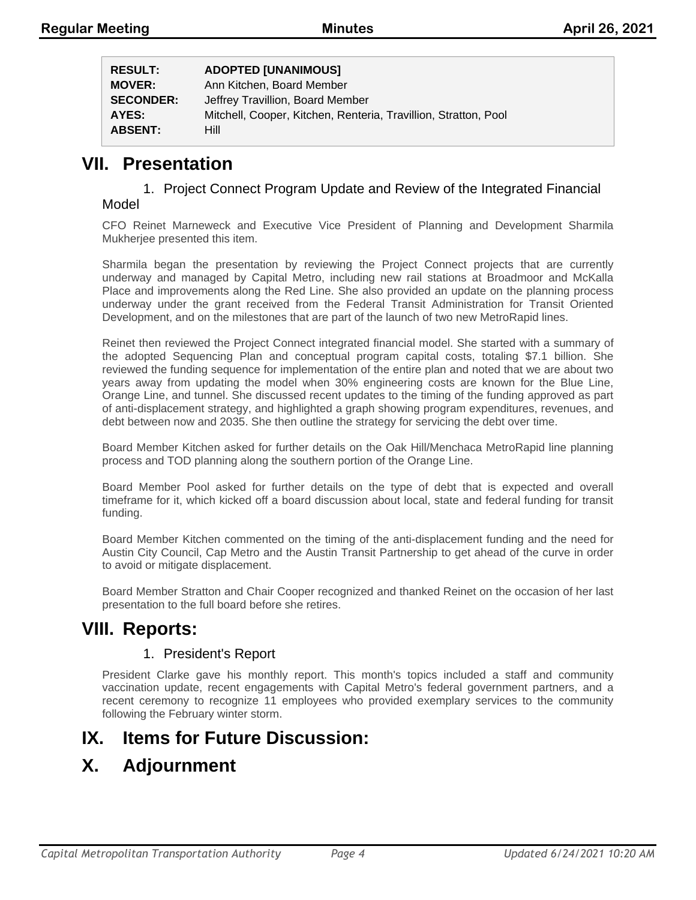| | |
|---|---|
| **RESULT:** | **ADOPTED [UNANIMOUS]** |
| **MOVER:** | Ann Kitchen, Board Member |
| **SECONDER:** | Jeffrey Travillion, Board Member |
| **AYES:** | Mitchell, Cooper, Kitchen, Renteria, Travillion, Stratton, Pool |
| **ABSENT:** | Hill |

# VII. Presentation

1. Project Connect Program Update and Review of the Integrated Financial Model

CFO Reinet Marneweck and Executive Vice President of Planning and Development Sharmila Mukherjee presented this item.

Sharmila began the presentation by reviewing the Project Connect projects that are currently underway and managed by Capital Metro, including new rail stations at Broadmoor and McKalla Place and improvements along the Red Line. She also provided an update on the planning process underway under the grant received from the Federal Transit Administration for Transit Oriented Development, and on the milestones that are part of the launch of two new MetroRapid lines.

Reinet then reviewed the Project Connect integrated financial model. She started with a summary of the adopted Sequencing Plan and conceptual program capital costs, totaling $7.1 billion. She reviewed the funding sequence for implementation of the entire plan and noted that we are about two years away from updating the model when 30% engineering costs are known for the Blue Line, Orange Line, and tunnel. She discussed recent updates to the timing of the funding approved as part of anti-displacement strategy, and highlighted a graph showing program expenditures, revenues, and debt between now and 2035. She then outline the strategy for servicing the debt over time.

Board Member Kitchen asked for further details on the Oak Hill/Menchaca MetroRapid line planning process and TOD planning along the southern portion of the Orange Line.

Board Member Pool asked for further details on the type of debt that is expected and overall timeframe for it, which kicked off a board discussion about local, state and federal funding for transit funding.

Board Member Kitchen commented on the timing of the anti-displacement funding and the need for Austin City Council, Cap Metro and the Austin Transit Partnership to get ahead of the curve in order to avoid or mitigate displacement.

Board Member Stratton and Chair Cooper recognized and thanked Reinet on the occasion of her last presentation to the full board before she retires.

# VIII. Reports:

1. President's Report

President Clarke gave his monthly report. This month's topics included a staff and community vaccination update, recent engagements with Capital Metro's federal government partners, and a recent ceremony to recognize 11 employees who provided exemplary services to the community following the February winter storm.

# IX. Items for Future Discussion:

# X. Adjournment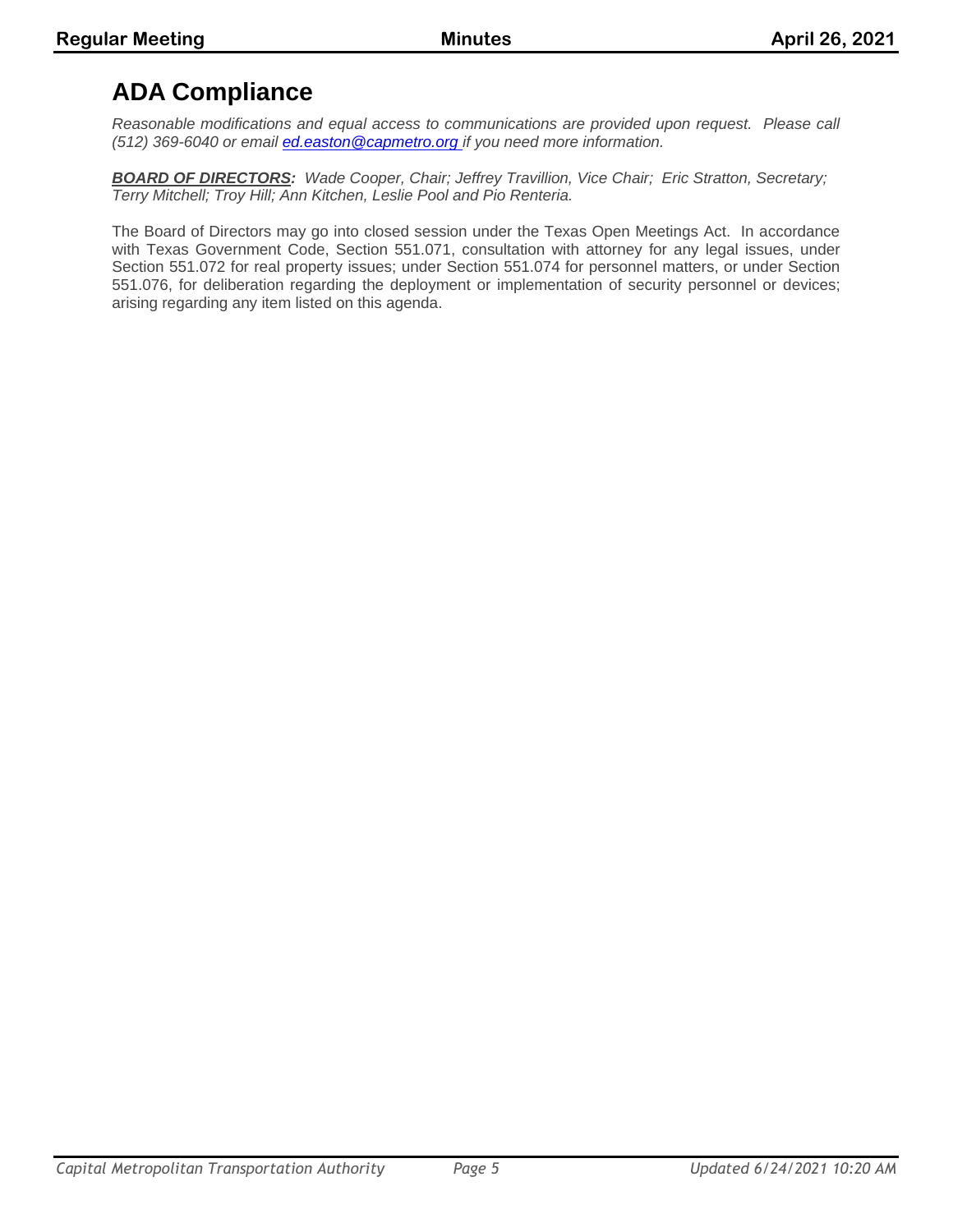# ADA Compliance

*Reasonable modifications and equal access to communications are provided upon request. Please call (512) 369-6040 or email [ed.easton@capmetro.org](mailto:ed.easton@capmetro.org) if you need more information.*

***BOARD OF DIRECTORS:*** *Wade Cooper, Chair; Jeffrey Travillion, Vice Chair; Eric Stratton, Secretary; Terry Mitchell; Troy Hill; Ann Kitchen, Leslie Pool and Pio Renteria.*

The Board of Directors may go into closed session under the Texas Open Meetings Act. In accordance with Texas Government Code, Section 551.071, consultation with attorney for any legal issues, under Section 551.072 for real property issues; under Section 551.074 for personnel matters, or under Section 551.076, for deliberation regarding the deployment or implementation of security personnel or devices; arising regarding any item listed on this agenda.